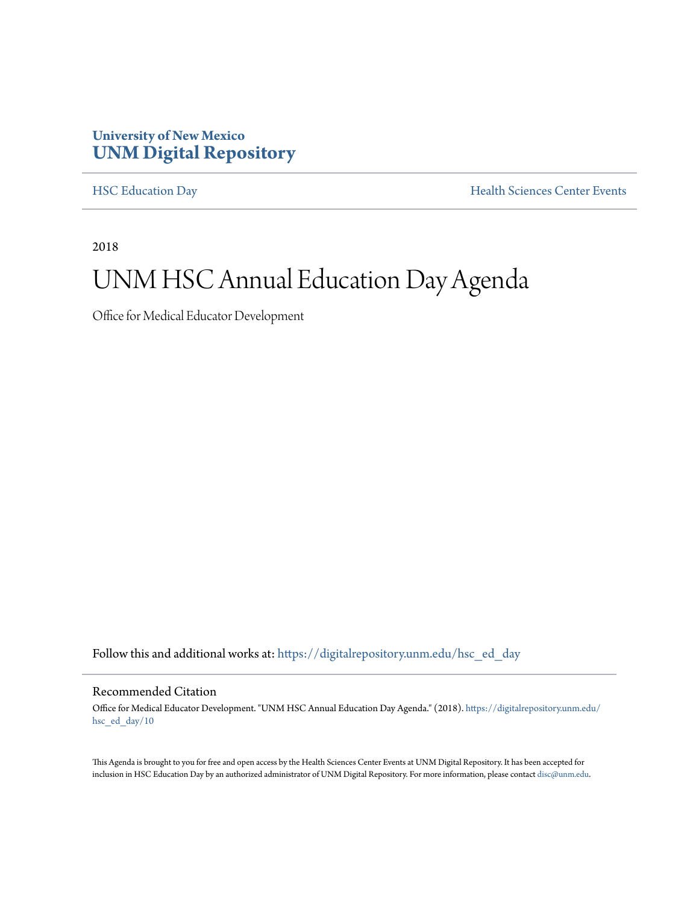University of New Mexico
**UNM Digital Repository**

---

HSC Education Day | Health Sciences Center Events

---

2018

# UNM HSC Annual Education Day Agenda

Office for Medical Educator Development

Follow this and additional works at: https://digitalrepository.unm.edu/hsc_ed_day

---

## Recommended Citation

Office for Medical Educator Development. "UNM HSC Annual Education Day Agenda." (2018). https://digitalrepository.unm.edu/hsc_ed_day/10

This Agenda is brought to you for free and open access by the Health Sciences Center Events at UNM Digital Repository. It has been accepted for inclusion in HSC Education Day by an authorized administrator of UNM Digital Repository. For more information, please contact disc@unm.edu.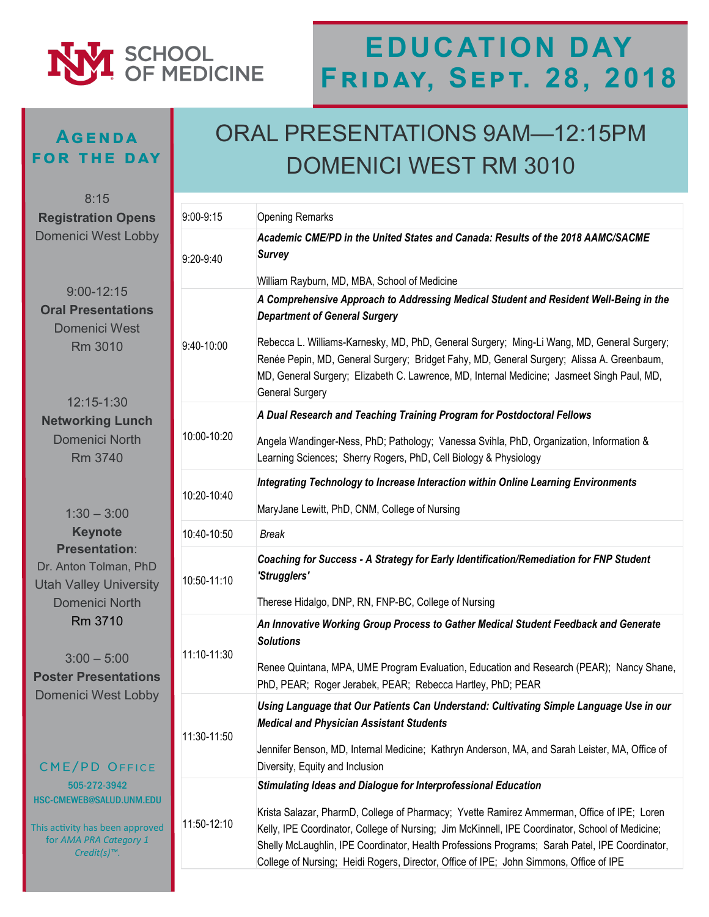# UNM SCHOOL OF MEDICINE

# EDUCATION DAY
# FRIDAY, SEPT. 28, 2018

## AGENDA FOR THE DAY

8:15
**Registration Opens**
Domenici West Lobby

9:00-12:15
**Oral Presentations**
Domenici West
Rm 3010

12:15-1:30
**Networking Lunch**
Domenici North
Rm 3740

1:30 – 3:00
**Keynote Presentation**:
Dr. Anton Tolman, PhD
Utah Valley University
Domenici North
Rm 3710

3:00 – 5:00
**Poster Presentations**
Domenici West Lobby

CME/PD OFFICE
505-272-3942
HSC-CMEWEB@SALUD.UNM.EDU

This activity has been approved for *AMA PRA Category 1 Credit(s)™*.

## ORAL PRESENTATIONS 9AM—12:15PM
## DOMENICI WEST RM 3010

| Time | Presentation |
|---|---|
| 9:00-9:15 | Opening Remarks |
| 9:20-9:40 | ***Academic CME/PD in the United States and Canada: Results of the 2018 AAMC/SACME Survey***<br><br>William Rayburn, MD, MBA, School of Medicine |
| 9:40-10:00 | ***A Comprehensive Approach to Addressing Medical Student and Resident Well-Being in the Department of General Surgery***<br><br>Rebecca L. Williams-Karnesky, MD, PhD, General Surgery; Ming-Li Wang, MD, General Surgery; Renée Pepin, MD, General Surgery; Bridget Fahy, MD, General Surgery; Alissa A. Greenbaum, MD, General Surgery; Elizabeth C. Lawrence, MD, Internal Medicine; Jasmeet Singh Paul, MD, General Surgery |
| 10:00-10:20 | ***A Dual Research and Teaching Training Program for Postdoctoral Fellows***<br><br>Angela Wandinger-Ness, PhD; Pathology; Vanessa Svihla, PhD, Organization, Information & Learning Sciences; Sherry Rogers, PhD, Cell Biology & Physiology |
| 10:20-10:40 | ***Integrating Technology to Increase Interaction within Online Learning Environments***<br><br>MaryJane Lewitt, PhD, CNM, College of Nursing |
| 10:40-10:50 | *Break* |
| 10:50-11:10 | ***Coaching for Success - A Strategy for Early Identification/Remediation for FNP Student 'Strugglers'***<br><br>Therese Hidalgo, DNP, RN, FNP-BC, College of Nursing |
| 11:10-11:30 | ***An Innovative Working Group Process to Gather Medical Student Feedback and Generate Solutions***<br><br>Renee Quintana, MPA, UME Program Evaluation, Education and Research (PEAR); Nancy Shane, PhD, PEAR; Roger Jerabek, PEAR; Rebecca Hartley, PhD; PEAR |
| 11:30-11:50 | ***Using Language that Our Patients Can Understand: Cultivating Simple Language Use in our Medical and Physician Assistant Students***<br><br>Jennifer Benson, MD, Internal Medicine; Kathryn Anderson, MA, and Sarah Leister, MA, Office of Diversity, Equity and Inclusion |
| 11:50-12:10 | ***Stimulating Ideas and Dialogue for Interprofessional Education***<br><br>Krista Salazar, PharmD, College of Pharmacy; Yvette Ramirez Ammerman, Office of IPE; Loren Kelly, IPE Coordinator, College of Nursing; Jim McKinnell, IPE Coordinator, School of Medicine; Shelly McLaughlin, IPE Coordinator, Health Professions Programs; Sarah Patel, IPE Coordinator, College of Nursing; Heidi Rogers, Director, Office of IPE; John Simmons, Office of IPE |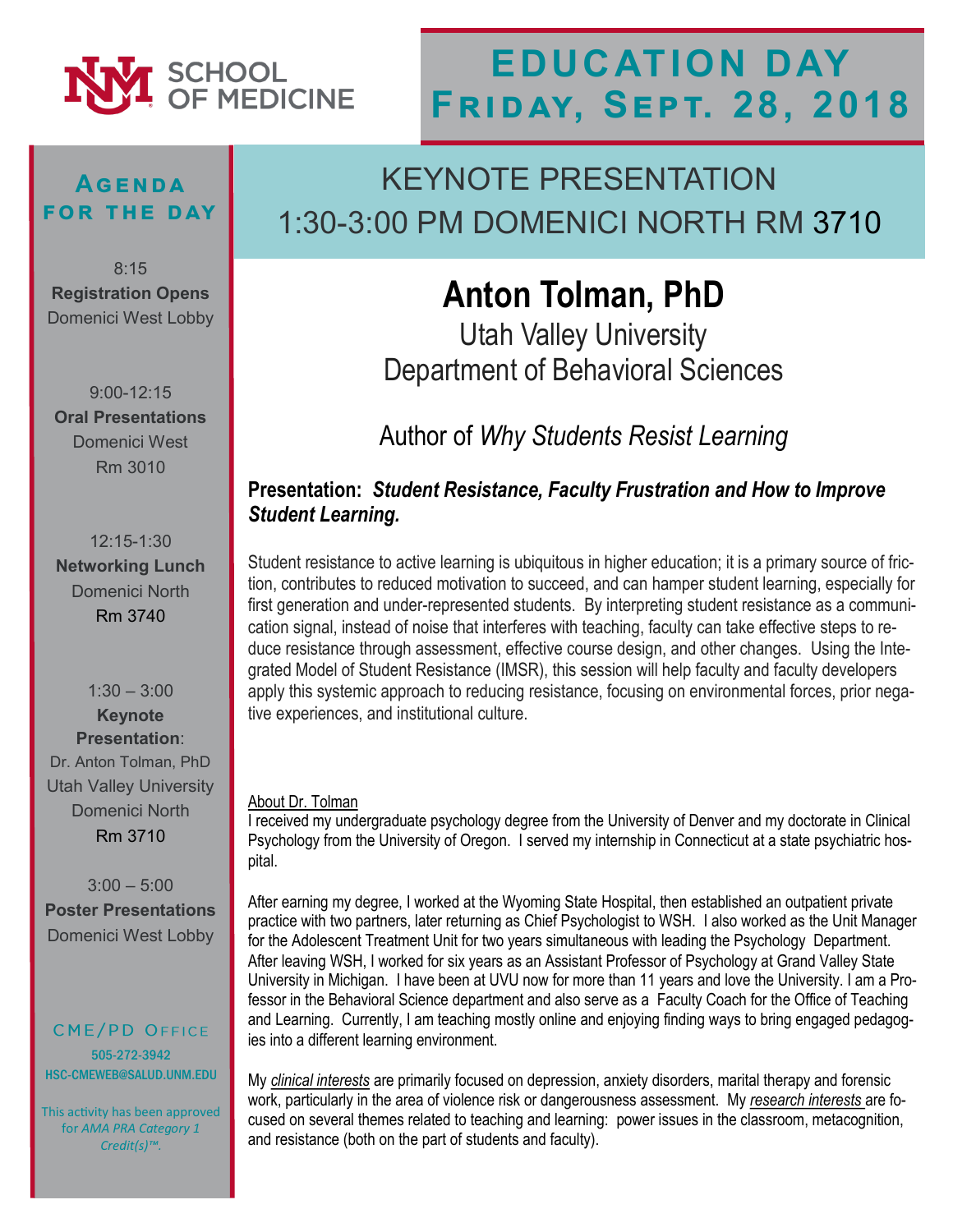UNM SCHOOL OF MEDICINE

# EDUCATION DAY
# Friday, Sept. 28, 2018

## Agenda for the Day

8:15
**Registration Opens**
Domenici West Lobby

9:00-12:15
**Oral Presentations**
Domenici West
Rm 3010

12:15-1:30
**Networking Lunch**
Domenici North
Rm 3740

1:30 – 3:00
**Keynote Presentation**:
Dr. Anton Tolman, PhD
Utah Valley University
Domenici North
Rm 3710

3:00 – 5:00
**Poster Presentations**
Domenici West Lobby

CME/PD Office
505-272-3942
HSC-CMEWEB@SALUD.UNM.EDU

This activity has been approved for *AMA PRA Category 1 Credit(s)™*.

## KEYNOTE PRESENTATION
## 1:30-3:00 PM DOMENICI NORTH RM 3710

# Anton Tolman, PhD

Utah Valley University
Department of Behavioral Sciences

Author of *Why Students Resist Learning*

**Presentation:** ***Student Resistance, Faculty Frustration and How to Improve Student Learning.***

Student resistance to active learning is ubiquitous in higher education; it is a primary source of friction, contributes to reduced motivation to succeed, and can hamper student learning, especially for first generation and under-represented students. By interpreting student resistance as a communication signal, instead of noise that interferes with teaching, faculty can take effective steps to reduce resistance through assessment, effective course design, and other changes. Using the Integrated Model of Student Resistance (IMSR), this session will help faculty and faculty developers apply this systemic approach to reducing resistance, focusing on environmental forces, prior negative experiences, and institutional culture.

About Dr. Tolman

I received my undergraduate psychology degree from the University of Denver and my doctorate in Clinical Psychology from the University of Oregon. I served my internship in Connecticut at a state psychiatric hospital.

After earning my degree, I worked at the Wyoming State Hospital, then established an outpatient private practice with two partners, later returning as Chief Psychologist to WSH. I also worked as the Unit Manager for the Adolescent Treatment Unit for two years simultaneous with leading the Psychology Department. After leaving WSH, I worked for six years as an Assistant Professor of Psychology at Grand Valley State University in Michigan. I have been at UVU now for more than 11 years and love the University. I am a Professor in the Behavioral Science department and also serve as a Faculty Coach for the Office of Teaching and Learning. Currently, I am teaching mostly online and enjoying finding ways to bring engaged pedagogies into a different learning environment.

My *clinical interests* are primarily focused on depression, anxiety disorders, marital therapy and forensic work, particularly in the area of violence risk or dangerousness assessment. My *research interests* are focused on several themes related to teaching and learning: power issues in the classroom, metacognition, and resistance (both on the part of students and faculty).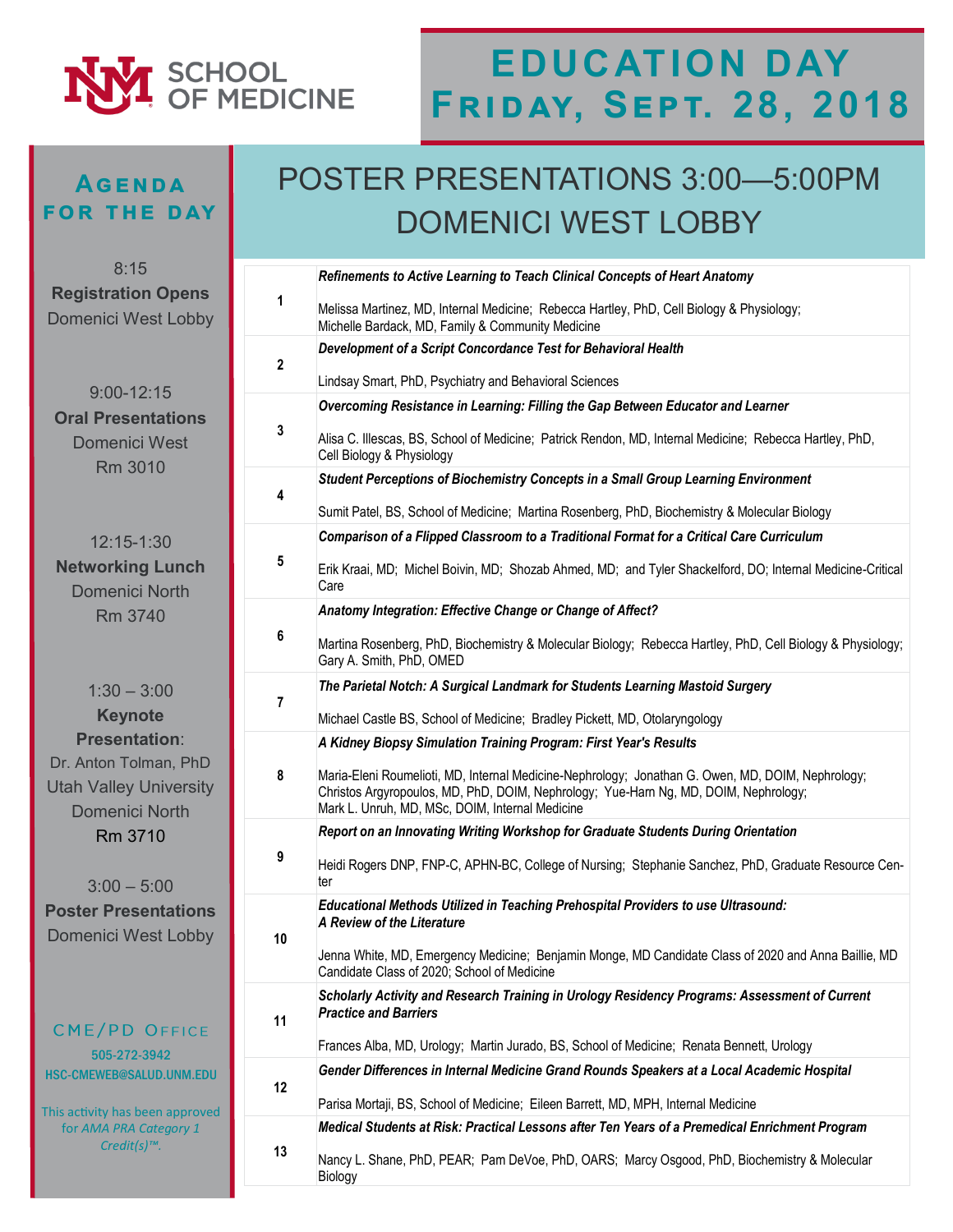# EDUCATION DAY
# Friday, Sept. 28, 2018

## Agenda for the Day

8:15
**Registration Opens**
Domenici West Lobby

9:00-12:15
**Oral Presentations**
Domenici West
Rm 3010

12:15-1:30
**Networking Lunch**
Domenici North
Rm 3740

1:30 – 3:00
**Keynote Presentation**:
Dr. Anton Tolman, PhD
Utah Valley University
Domenici North
Rm 3710

3:00 – 5:00
**Poster Presentations**
Domenici West Lobby

CME/PD Office
505-272-3942
HSC-CMEWEB@SALUD.UNM.EDU

This activity has been approved for *AMA PRA Category 1 Credit(s)™.*

## POSTER PRESENTATIONS 3:00—5:00PM DOMENICI WEST LOBBY

| # | Presentation |
|---|---|
| 1 | ***Refinements to Active Learning to Teach Clinical Concepts of Heart Anatomy*** <br><br> Melissa Martinez, MD, Internal Medicine; Rebecca Hartley, PhD, Cell Biology & Physiology; Michelle Bardack, MD, Family & Community Medicine |
| 2 | ***Development of a Script Concordance Test for Behavioral Health*** <br><br> Lindsay Smart, PhD, Psychiatry and Behavioral Sciences |
| 3 | ***Overcoming Resistance in Learning: Filling the Gap Between Educator and Learner*** <br><br> Alisa C. Illescas, BS, School of Medicine; Patrick Rendon, MD, Internal Medicine; Rebecca Hartley, PhD, Cell Biology & Physiology |
| 4 | ***Student Perceptions of Biochemistry Concepts in a Small Group Learning Environment*** <br><br> Sumit Patel, BS, School of Medicine; Martina Rosenberg, PhD, Biochemistry & Molecular Biology |
| 5 | ***Comparison of a Flipped Classroom to a Traditional Format for a Critical Care Curriculum*** <br><br> Erik Kraai, MD; Michel Boivin, MD; Shozab Ahmed, MD; and Tyler Shackelford, DO; Internal Medicine-Critical Care |
| 6 | ***Anatomy Integration: Effective Change or Change of Affect?*** <br><br> Martina Rosenberg, PhD, Biochemistry & Molecular Biology; Rebecca Hartley, PhD, Cell Biology & Physiology; Gary A. Smith, PhD, OMED |
| 7 | ***The Parietal Notch: A Surgical Landmark for Students Learning Mastoid Surgery*** <br><br> Michael Castle BS, School of Medicine; Bradley Pickett, MD, Otolaryngology |
| 8 | ***A Kidney Biopsy Simulation Training Program: First Year's Results*** <br><br> Maria-Eleni Roumelioti, MD, Internal Medicine-Nephrology; Jonathan G. Owen, MD, DOIM, Nephrology; Christos Argyropoulos, MD, PhD, DOIM, Nephrology; Yue-Harn Ng, MD, DOIM, Nephrology; Mark L. Unruh, MD, MSc, DOIM, Internal Medicine |
| 9 | ***Report on an Innovating Writing Workshop for Graduate Students During Orientation*** <br><br> Heidi Rogers DNP, FNP-C, APHN-BC, College of Nursing; Stephanie Sanchez, PhD, Graduate Resource Center |
| 10 | ***Educational Methods Utilized in Teaching Prehospital Providers to use Ultrasound: A Review of the Literature*** <br><br> Jenna White, MD, Emergency Medicine; Benjamin Monge, MD Candidate Class of 2020 and Anna Baillie, MD Candidate Class of 2020; School of Medicine |
| 11 | ***Scholarly Activity and Research Training in Urology Residency Programs: Assessment of Current Practice and Barriers*** <br><br> Frances Alba, MD, Urology; Martin Jurado, BS, School of Medicine; Renata Bennett, Urology |
| 12 | ***Gender Differences in Internal Medicine Grand Rounds Speakers at a Local Academic Hospital*** <br><br> Parisa Mortaji, BS, School of Medicine; Eileen Barrett, MD, MPH, Internal Medicine |
| 13 | ***Medical Students at Risk: Practical Lessons after Ten Years of a Premedical Enrichment Program*** <br><br> Nancy L. Shane, PhD, PEAR; Pam DeVoe, PhD, OARS; Marcy Osgood, PhD, Biochemistry & Molecular Biology |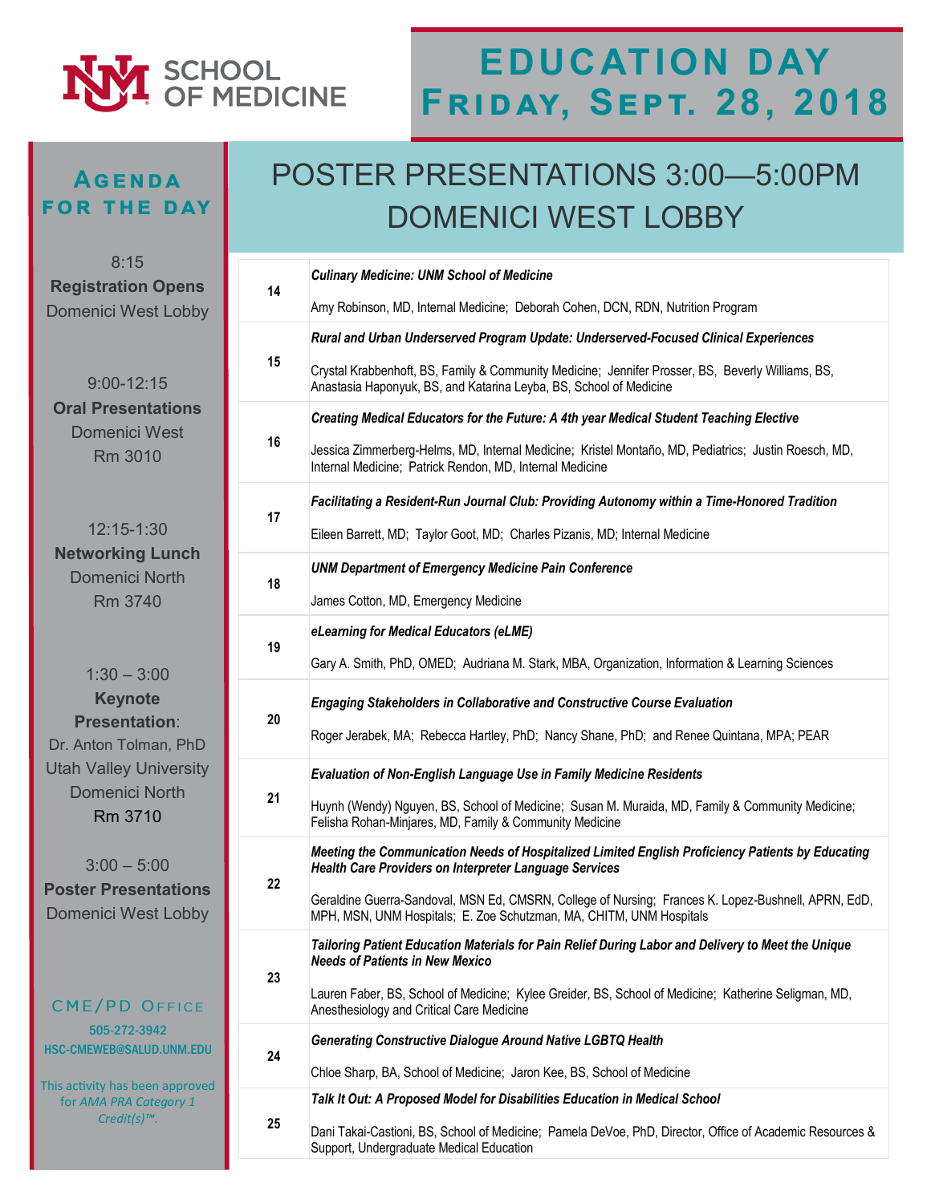UNM SCHOOL OF MEDICINE

# EDUCATION DAY
# Friday, Sept. 28, 2018

## Agenda for the Day

8:15
**Registration Opens**
Domenici West Lobby

9:00-12:15
**Oral Presentations**
Domenici West
Rm 3010

12:15-1:30
**Networking Lunch**
Domenici North
Rm 3740

1:30 – 3:00
**Keynote Presentation**:
Dr. Anton Tolman, PhD
Utah Valley University
Domenici North
Rm 3710

3:00 – 5:00
**Poster Presentations**
Domenici West Lobby

CME/PD Office
505-272-3942
HSC-CMEWEB@SALUD.UNM.EDU

This activity has been approved for *AMA PRA Category 1 Credit(s)™.*

## POSTER PRESENTATIONS 3:00—5:00PM DOMENICI WEST LOBBY

| # | Presentation |
|---|---|
| 14 | ***Culinary Medicine: UNM School of Medicine***<br>Amy Robinson, MD, Internal Medicine; Deborah Cohen, DCN, RDN, Nutrition Program |
| 15 | ***Rural and Urban Underserved Program Update: Underserved-Focused Clinical Experiences***<br>Crystal Krabbenhoft, BS, Family & Community Medicine; Jennifer Prosser, BS, Beverly Williams, BS, Anastasia Haponyuk, BS, and Katarina Leyba, BS, School of Medicine |
| 16 | ***Creating Medical Educators for the Future: A 4th year Medical Student Teaching Elective***<br>Jessica Zimmerberg-Helms, MD, Internal Medicine; Kristel Montaño, MD, Pediatrics; Justin Roesch, MD, Internal Medicine; Patrick Rendon, MD, Internal Medicine |
| 17 | ***Facilitating a Resident-Run Journal Club: Providing Autonomy within a Time-Honored Tradition***<br>Eileen Barrett, MD; Taylor Goot, MD; Charles Pizanis, MD; Internal Medicine |
| 18 | ***UNM Department of Emergency Medicine Pain Conference***<br>James Cotton, MD, Emergency Medicine |
| 19 | ***eLearning for Medical Educators (eLME)***<br>Gary A. Smith, PhD, OMED; Audriana M. Stark, MBA, Organization, Information & Learning Sciences |
| 20 | ***Engaging Stakeholders in Collaborative and Constructive Course Evaluation***<br>Roger Jerabek, MA; Rebecca Hartley, PhD; Nancy Shane, PhD; and Renee Quintana, MPA; PEAR |
| 21 | ***Evaluation of Non-English Language Use in Family Medicine Residents***<br>Huynh (Wendy) Nguyen, BS, School of Medicine; Susan M. Muraida, MD, Family & Community Medicine; Felisha Rohan-Minjares, MD, Family & Community Medicine |
| 22 | ***Meeting the Communication Needs of Hospitalized Limited English Proficiency Patients by Educating Health Care Providers on Interpreter Language Services***<br>Geraldine Guerra-Sandoval, MSN Ed, CMSRN, College of Nursing; Frances K. Lopez-Bushnell, APRN, EdD, MPH, MSN, UNM Hospitals; E. Zoe Schutzman, MA, CHITM, UNM Hospitals |
| 23 | ***Tailoring Patient Education Materials for Pain Relief During Labor and Delivery to Meet the Unique Needs of Patients in New Mexico***<br>Lauren Faber, BS, School of Medicine; Kylee Greider, BS, School of Medicine; Katherine Seligman, MD, Anesthesiology and Critical Care Medicine |
| 24 | ***Generating Constructive Dialogue Around Native LGBTQ Health***<br>Chloe Sharp, BA, School of Medicine; Jaron Kee, BS, School of Medicine |
| 25 | ***Talk It Out: A Proposed Model for Disabilities Education in Medical School***<br>Dani Takai-Castioni, BS, School of Medicine; Pamela DeVoe, PhD, Director, Office of Academic Resources & Support, Undergraduate Medical Education |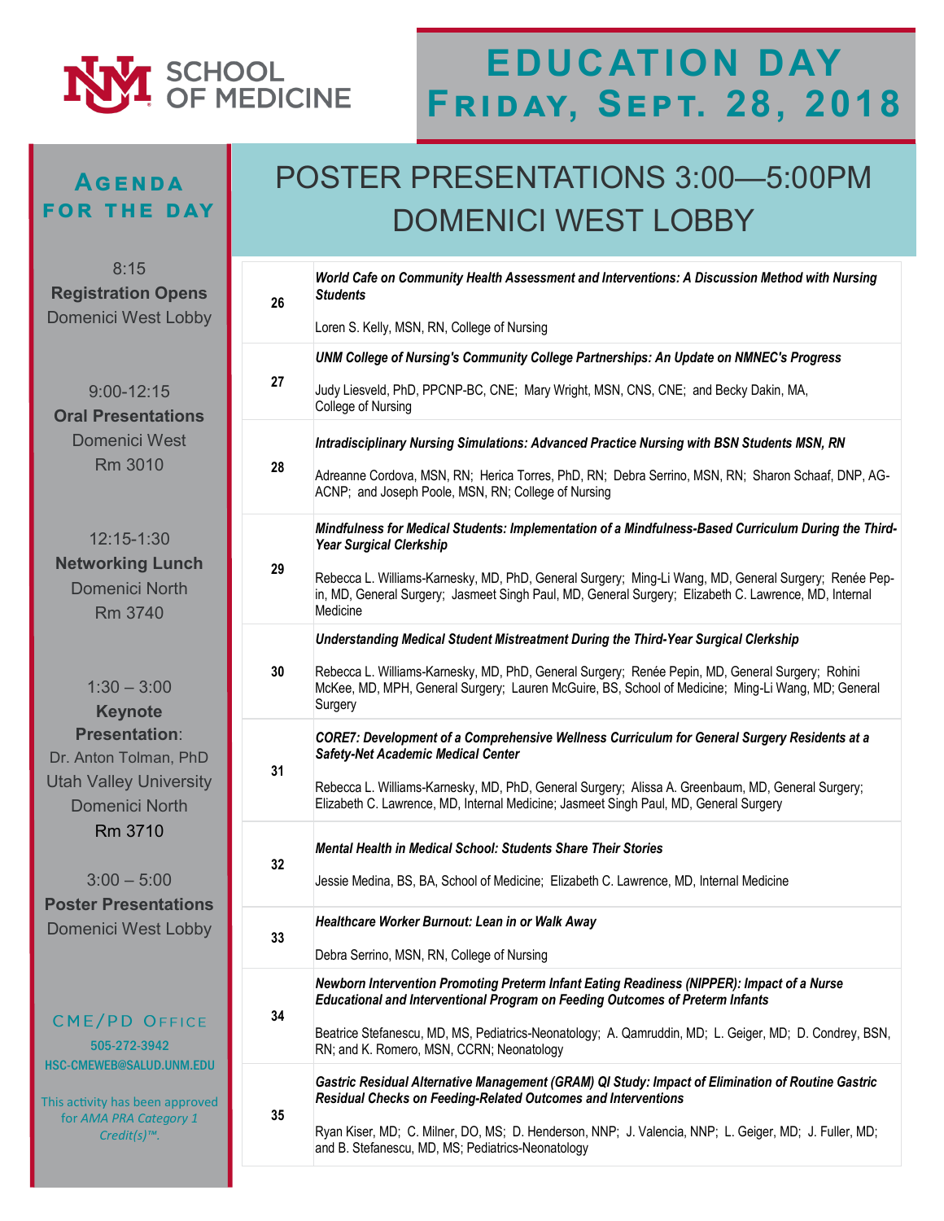SCHOOL OF MEDICINE

# EDUCATION DAY
# Friday, Sept. 28, 2018

## Agenda for the Day

8:15
**Registration Opens**
Domenici West Lobby

9:00-12:15
**Oral Presentations**
Domenici West
Rm 3010

12:15-1:30
**Networking Lunch**
Domenici North
Rm 3740

1:30 – 3:00
**Keynote Presentation**:
Dr. Anton Tolman, PhD
Utah Valley University
Domenici North
Rm 3710

3:00 – 5:00
**Poster Presentations**
Domenici West Lobby

CME/PD Office
505-272-3942
HSC-CMEWEB@SALUD.UNM.EDU

This activity has been approved for *AMA PRA Category 1 Credit(s)™.*

## POSTER PRESENTATIONS 3:00—5:00PM DOMENICI WEST LOBBY

| | |
|---|---|
| 26 | ***World Cafe on Community Health Assessment and Interventions: A Discussion Method with Nursing Students***<br><br>Loren S. Kelly, MSN, RN, College of Nursing |
| 27 | ***UNM College of Nursing's Community College Partnerships: An Update on NMNEC's Progress***<br><br>Judy Liesveld, PhD, PPCNP-BC, CNE; Mary Wright, MSN, CNS, CNE; and Becky Dakin, MA, College of Nursing |
| 28 | ***Intradisciplinary Nursing Simulations: Advanced Practice Nursing with BSN Students MSN, RN***<br><br>Adreanne Cordova, MSN, RN; Herica Torres, PhD, RN; Debra Serrino, MSN, RN; Sharon Schaaf, DNP, AG-ACNP; and Joseph Poole, MSN, RN; College of Nursing |
| 29 | ***Mindfulness for Medical Students: Implementation of a Mindfulness-Based Curriculum During the Third-Year Surgical Clerkship***<br><br>Rebecca L. Williams-Karnesky, MD, PhD, General Surgery; Ming-Li Wang, MD, General Surgery; Renée Pepin, MD, General Surgery; Jasmeet Singh Paul, MD, General Surgery; Elizabeth C. Lawrence, MD, Internal Medicine |
| 30 | ***Understanding Medical Student Mistreatment During the Third-Year Surgical Clerkship***<br><br>Rebecca L. Williams-Karnesky, MD, PhD, General Surgery; Renée Pepin, MD, General Surgery; Rohini McKee, MD, MPH, General Surgery; Lauren McGuire, BS, School of Medicine; Ming-Li Wang, MD; General Surgery |
| 31 | ***CORE7: Development of a Comprehensive Wellness Curriculum for General Surgery Residents at a Safety-Net Academic Medical Center***<br><br>Rebecca L. Williams-Karnesky, MD, PhD, General Surgery; Alissa A. Greenbaum, MD, General Surgery; Elizabeth C. Lawrence, MD, Internal Medicine; Jasmeet Singh Paul, MD, General Surgery |
| 32 | ***Mental Health in Medical School: Students Share Their Stories***<br><br>Jessie Medina, BS, BA, School of Medicine; Elizabeth C. Lawrence, MD, Internal Medicine |
| 33 | ***Healthcare Worker Burnout: Lean in or Walk Away***<br><br>Debra Serrino, MSN, RN, College of Nursing |
| 34 | ***Newborn Intervention Promoting Preterm Infant Eating Readiness (NIPPER): Impact of a Nurse Educational and Interventional Program on Feeding Outcomes of Preterm Infants***<br><br>Beatrice Stefanescu, MD, MS, Pediatrics-Neonatology; A. Qamruddin, MD; L. Geiger, MD; D. Condrey, BSN, RN; and K. Romero, MSN, CCRN; Neonatology |
| 35 | ***Gastric Residual Alternative Management (GRAM) QI Study: Impact of Elimination of Routine Gastric Residual Checks on Feeding-Related Outcomes and Interventions***<br><br>Ryan Kiser, MD; C. Milner, DO, MS; D. Henderson, NNP; J. Valencia, NNP; L. Geiger, MD; J. Fuller, MD; and B. Stefanescu, MD, MS; Pediatrics-Neonatology |